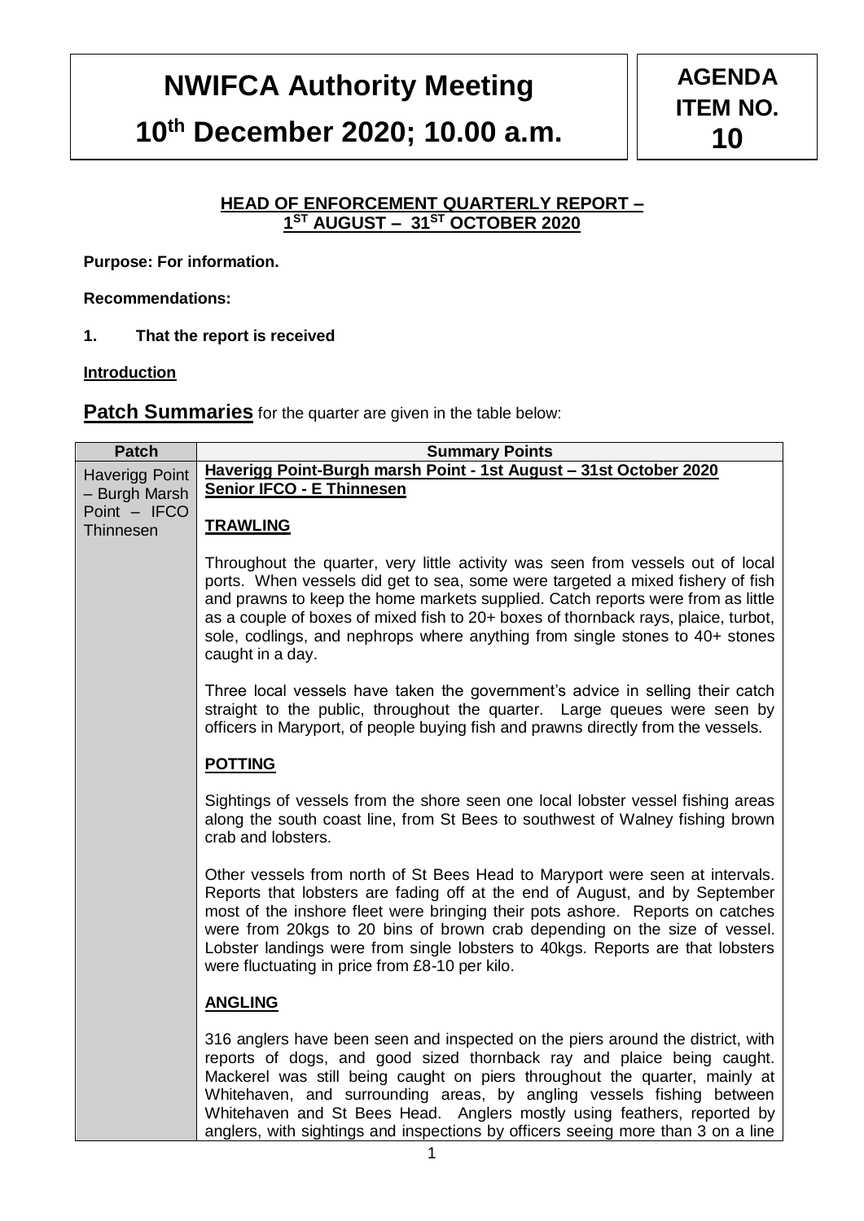# NWIFCA Authority Meeting

# 10th December 2020; 10.00 a.m.

**AGENDA ITEM NO. 10**

**HEAD OF ENFORCEMENT QUARTERLY REPORT – 1ST AUGUST – 31ST OCTOBER 2020**

**Purpose: For information.**

**Recommendations:**

1. **That the report is received**

**Introduction**

**Patch Summaries** for the quarter are given in the table below:

| Patch | Summary Points |
|---|---|
| Haverigg Point – Burgh Marsh Point – IFCO Thinnesen | **Haverigg Point-Burgh marsh Point - 1st August – 31st October 2020**<br>**Senior IFCO - E Thinnesen**<br><br>**TRAWLING**<br><br>Throughout the quarter, very little activity was seen from vessels out of local ports. When vessels did get to sea, some were targeted a mixed fishery of fish and prawns to keep the home markets supplied. Catch reports were from as little as a couple of boxes of mixed fish to 20+ boxes of thornback rays, plaice, turbot, sole, codlings, and nephrops where anything from single stones to 40+ stones caught in a day.<br><br>Three local vessels have taken the government's advice in selling their catch straight to the public, throughout the quarter. Large queues were seen by officers in Maryport, of people buying fish and prawns directly from the vessels.<br><br>**POTTING**<br><br>Sightings of vessels from the shore seen one local lobster vessel fishing areas along the south coast line, from St Bees to southwest of Walney fishing brown crab and lobsters.<br><br>Other vessels from north of St Bees Head to Maryport were seen at intervals. Reports that lobsters are fading off at the end of August, and by September most of the inshore fleet were bringing their pots ashore. Reports on catches were from 20kgs to 20 bins of brown crab depending on the size of vessel. Lobster landings were from single lobsters to 40kgs. Reports are that lobsters were fluctuating in price from £8-10 per kilo.<br><br>**ANGLING**<br><br>316 anglers have been seen and inspected on the piers around the district, with reports of dogs, and good sized thornback ray and plaice being caught. Mackerel was still being caught on piers throughout the quarter, mainly at Whitehaven, and surrounding areas, by angling vessels fishing between Whitehaven and St Bees Head. Anglers mostly using feathers, reported by anglers, with sightings and inspections by officers seeing more than 3 on a line |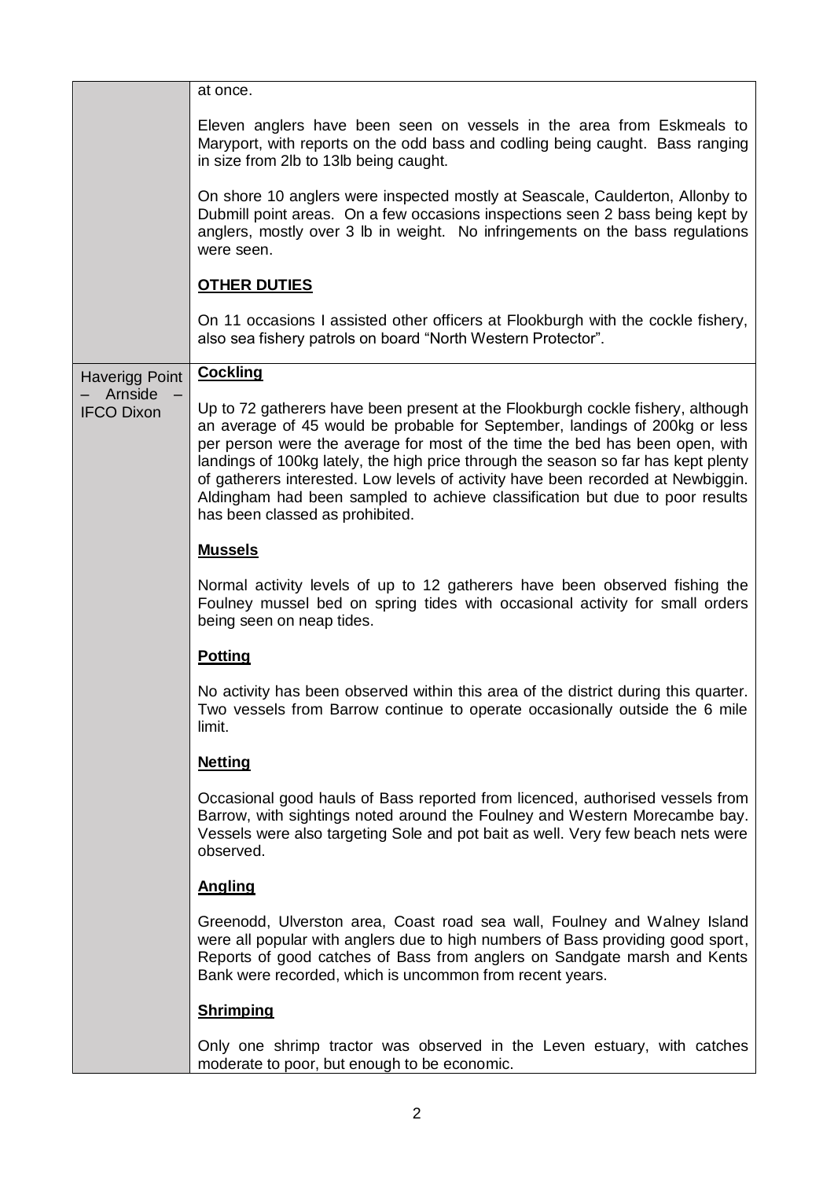| | |
|---|---|
| | at once.<br><br>Eleven anglers have been seen on vessels in the area from Eskmeals to Maryport, with reports on the odd bass and codling being caught. Bass ranging in size from 2lb to 13lb being caught.<br><br>On shore 10 anglers were inspected mostly at Seascale, Caulderton, Allonby to Dubmill point areas. On a few occasions inspections seen 2 bass being kept by anglers, mostly over 3 lb in weight. No infringements on the bass regulations were seen.<br><br>**<u>OTHER DUTIES</u>**<br><br>On 11 occasions I assisted other officers at Flookburgh with the cockle fishery, also sea fishery patrols on board "North Western Protector". |
| Haverigg Point – Arnside – IFCO Dixon | **<u>Cockling</u>**<br><br>Up to 72 gatherers have been present at the Flookburgh cockle fishery, although an average of 45 would be probable for September, landings of 200kg or less per person were the average for most of the time the bed has been open, with landings of 100kg lately, the high price through the season so far has kept plenty of gatherers interested. Low levels of activity have been recorded at Newbiggin. Aldingham had been sampled to achieve classification but due to poor results has been classed as prohibited.<br><br>**<u>Mussels</u>**<br><br>Normal activity levels of up to 12 gatherers have been observed fishing the Foulney mussel bed on spring tides with occasional activity for small orders being seen on neap tides.<br><br>**<u>Potting</u>**<br><br>No activity has been observed within this area of the district during this quarter. Two vessels from Barrow continue to operate occasionally outside the 6 mile limit.<br><br>**<u>Netting</u>**<br><br>Occasional good hauls of Bass reported from licenced, authorised vessels from Barrow, with sightings noted around the Foulney and Western Morecambe bay. Vessels were also targeting Sole and pot bait as well. Very few beach nets were observed.<br><br>**<u>Angling</u>**<br><br>Greenodd, Ulverston area, Coast road sea wall, Foulney and Walney Island were all popular with anglers due to high numbers of Bass providing good sport, Reports of good catches of Bass from anglers on Sandgate marsh and Kents Bank were recorded, which is uncommon from recent years.<br><br>**<u>Shrimping</u>**<br><br>Only one shrimp tractor was observed in the Leven estuary, with catches moderate to poor, but enough to be economic. |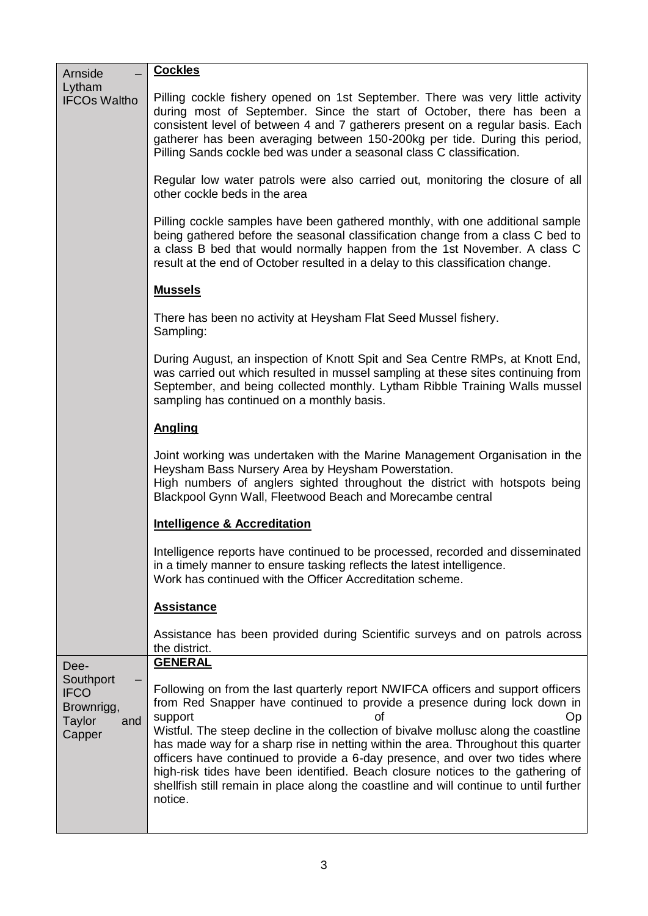| | |
|---|---|
| Arnside – Lytham IFCOs Waltho | **Cockles**<br><br>Pilling cockle fishery opened on 1st September. There was very little activity during most of September. Since the start of October, there has been a consistent level of between 4 and 7 gatherers present on a regular basis. Each gatherer has been averaging between 150-200kg per tide. During this period, Pilling Sands cockle bed was under a seasonal class C classification.<br><br>Regular low water patrols were also carried out, monitoring the closure of all other cockle beds in the area<br><br>Pilling cockle samples have been gathered monthly, with one additional sample being gathered before the seasonal classification change from a class C bed to a class B bed that would normally happen from the 1st November. A class C result at the end of October resulted in a delay to this classification change.<br><br>**Mussels**<br><br>There has been no activity at Heysham Flat Seed Mussel fishery.<br>Sampling:<br><br>During August, an inspection of Knott Spit and Sea Centre RMPs, at Knott End, was carried out which resulted in mussel sampling at these sites continuing from September, and being collected monthly. Lytham Ribble Training Walls mussel sampling has continued on a monthly basis.<br><br>**Angling**<br><br>Joint working was undertaken with the Marine Management Organisation in the Heysham Bass Nursery Area by Heysham Powerstation.<br>High numbers of anglers sighted throughout the district with hotspots being Blackpool Gynn Wall, Fleetwood Beach and Morecambe central<br><br>**Intelligence & Accreditation**<br><br>Intelligence reports have continued to be processed, recorded and disseminated in a timely manner to ensure tasking reflects the latest intelligence.<br>Work has continued with the Officer Accreditation scheme.<br><br>**Assistance**<br><br>Assistance has been provided during Scientific surveys and on patrols across the district. |
| Dee-Southport – IFCO Brownrigg, Taylor and Capper | **GENERAL**<br><br>Following on from the last quarterly report NWIFCA officers and support officers from Red Snapper have continued to provide a presence during lock down in support of Op Wistful. The steep decline in the collection of bivalve mollusc along the coastline has made way for a sharp rise in netting within the area. Throughout this quarter officers have continued to provide a 6-day presence, and over two tides where high-risk tides have been identified. Beach closure notices to the gathering of shellfish still remain in place along the coastline and will continue to until further notice. |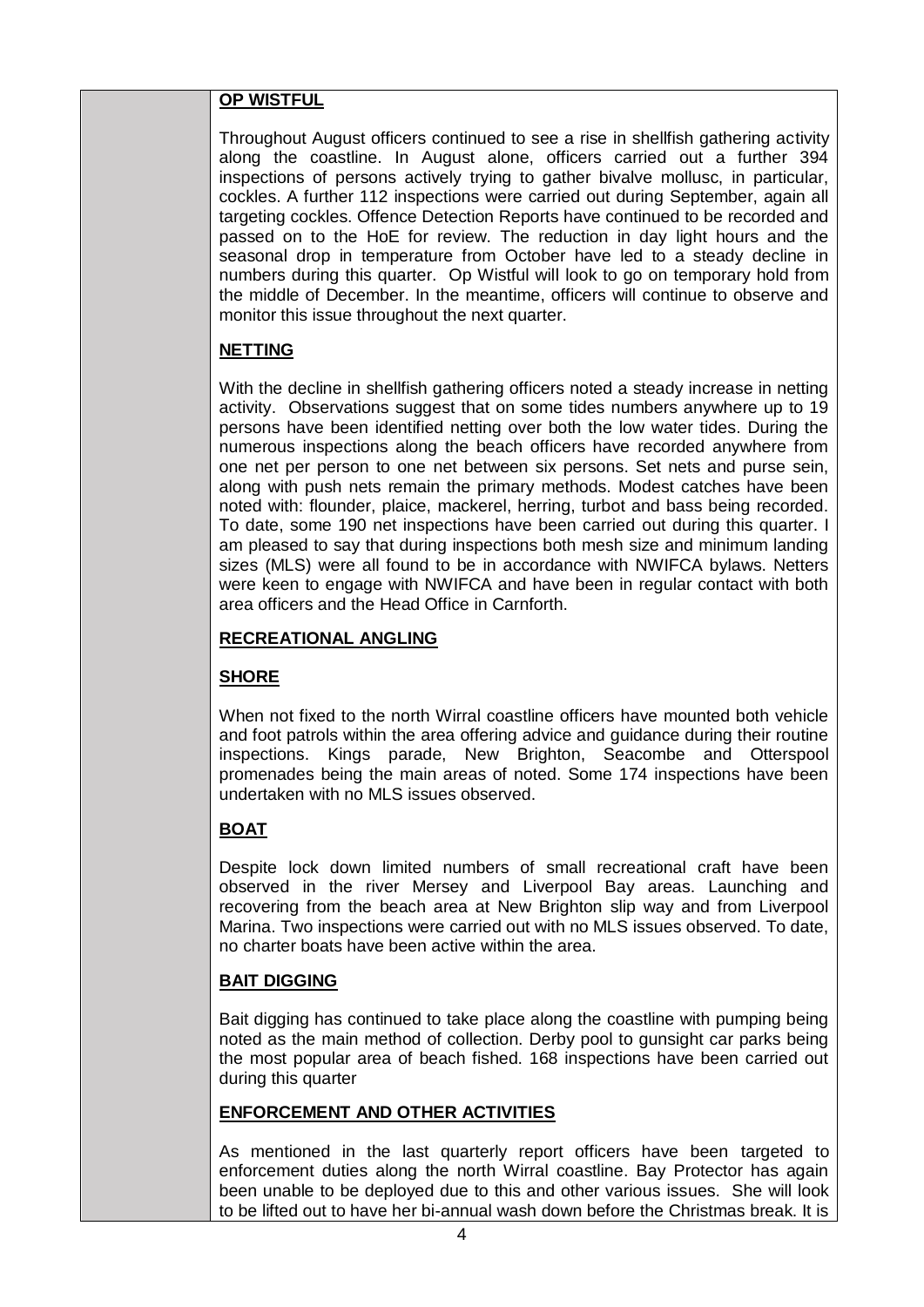**OP WISTFUL**

Throughout August officers continued to see a rise in shellfish gathering activity along the coastline. In August alone, officers carried out a further 394 inspections of persons actively trying to gather bivalve mollusc, in particular, cockles. A further 112 inspections were carried out during September, again all targeting cockles. Offence Detection Reports have continued to be recorded and passed on to the HoE for review. The reduction in day light hours and the seasonal drop in temperature from October have led to a steady decline in numbers during this quarter. Op Wistful will look to go on temporary hold from the middle of December. In the meantime, officers will continue to observe and monitor this issue throughout the next quarter.

**NETTING**

With the decline in shellfish gathering officers noted a steady increase in netting activity. Observations suggest that on some tides numbers anywhere up to 19 persons have been identified netting over both the low water tides. During the numerous inspections along the beach officers have recorded anywhere from one net per person to one net between six persons. Set nets and purse sein, along with push nets remain the primary methods. Modest catches have been noted with: flounder, plaice, mackerel, herring, turbot and bass being recorded. To date, some 190 net inspections have been carried out during this quarter. I am pleased to say that during inspections both mesh size and minimum landing sizes (MLS) were all found to be in accordance with NWIFCA bylaws. Netters were keen to engage with NWIFCA and have been in regular contact with both area officers and the Head Office in Carnforth.

**RECREATIONAL ANGLING**

**SHORE**

When not fixed to the north Wirral coastline officers have mounted both vehicle and foot patrols within the area offering advice and guidance during their routine inspections. Kings parade, New Brighton, Seacombe and Otterspool promenades being the main areas of noted. Some 174 inspections have been undertaken with no MLS issues observed.

**BOAT**

Despite lock down limited numbers of small recreational craft have been observed in the river Mersey and Liverpool Bay areas. Launching and recovering from the beach area at New Brighton slip way and from Liverpool Marina. Two inspections were carried out with no MLS issues observed. To date, no charter boats have been active within the area.

**BAIT DIGGING**

Bait digging has continued to take place along the coastline with pumping being noted as the main method of collection. Derby pool to gunsight car parks being the most popular area of beach fished. 168 inspections have been carried out during this quarter

**ENFORCEMENT AND OTHER ACTIVITIES**

As mentioned in the last quarterly report officers have been targeted to enforcement duties along the north Wirral coastline. Bay Protector has again been unable to be deployed due to this and other various issues. She will look to be lifted out to have her bi-annual wash down before the Christmas break. It is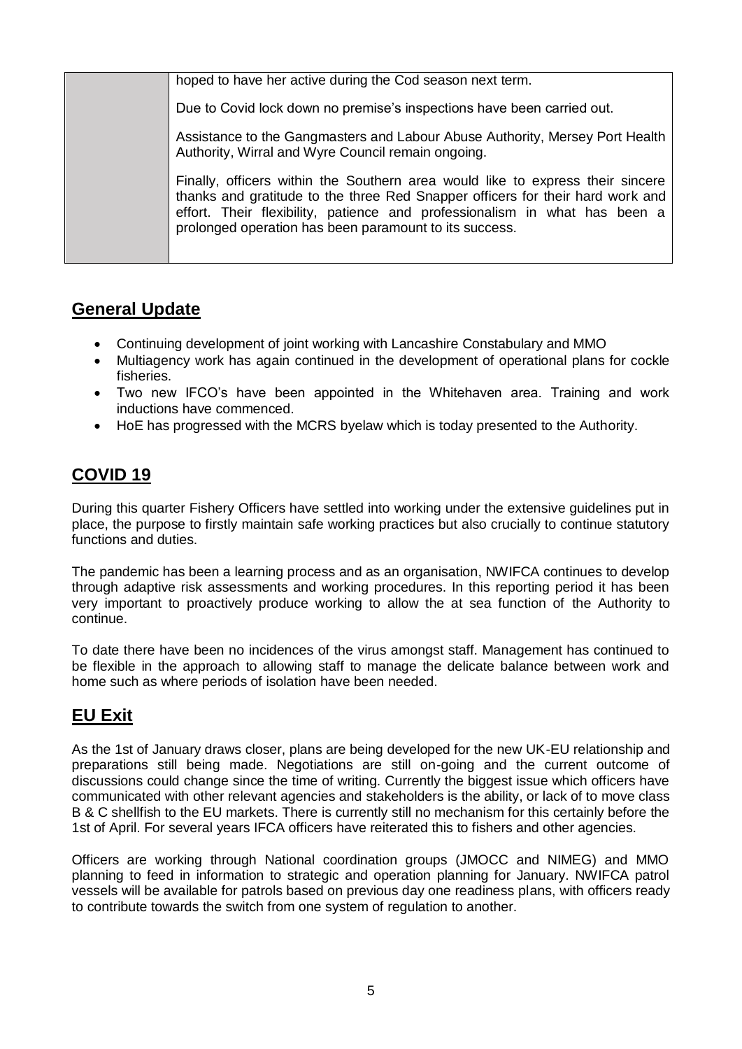| | |
|---|---|
| | hoped to have her active during the Cod season next term.<br><br>Due to Covid lock down no premise's inspections have been carried out.<br><br>Assistance to the Gangmasters and Labour Abuse Authority, Mersey Port Health Authority, Wirral and Wyre Council remain ongoing.<br><br>Finally, officers within the Southern area would like to express their sincere thanks and gratitude to the three Red Snapper officers for their hard work and effort. Their flexibility, patience and professionalism in what has been a prolonged operation has been paramount to its success. |

## General Update

- Continuing development of joint working with Lancashire Constabulary and MMO
- Multiagency work has again continued in the development of operational plans for cockle fisheries.
- Two new IFCO's have been appointed in the Whitehaven area. Training and work inductions have commenced.
- HoE has progressed with the MCRS byelaw which is today presented to the Authority.

## COVID 19

During this quarter Fishery Officers have settled into working under the extensive guidelines put in place, the purpose to firstly maintain safe working practices but also crucially to continue statutory functions and duties.

The pandemic has been a learning process and as an organisation, NWIFCA continues to develop through adaptive risk assessments and working procedures. In this reporting period it has been very important to proactively produce working to allow the at sea function of the Authority to continue.

To date there have been no incidences of the virus amongst staff. Management has continued to be flexible in the approach to allowing staff to manage the delicate balance between work and home such as where periods of isolation have been needed.

## EU Exit

As the 1st of January draws closer, plans are being developed for the new UK-EU relationship and preparations still being made. Negotiations are still on-going and the current outcome of discussions could change since the time of writing. Currently the biggest issue which officers have communicated with other relevant agencies and stakeholders is the ability, or lack of to move class B & C shellfish to the EU markets. There is currently still no mechanism for this certainly before the 1st of April. For several years IFCA officers have reiterated this to fishers and other agencies.

Officers are working through National coordination groups (JMOCC and NIMEG) and MMO planning to feed in information to strategic and operation planning for January. NWIFCA patrol vessels will be available for patrols based on previous day one readiness plans, with officers ready to contribute towards the switch from one system of regulation to another.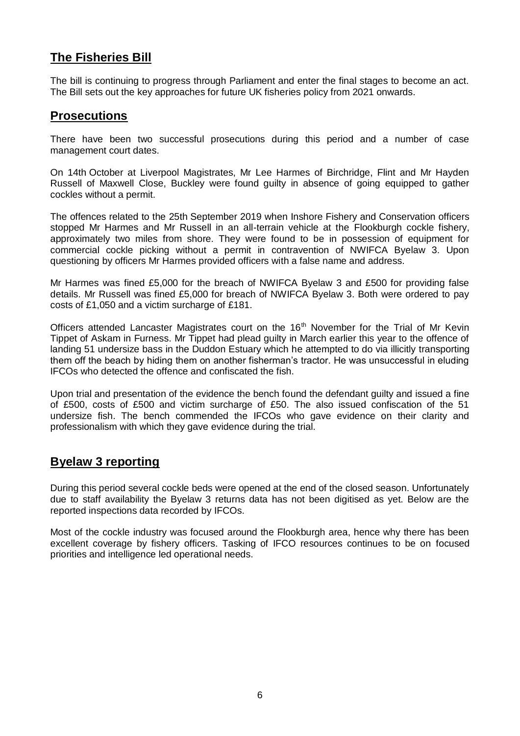## The Fisheries Bill

The bill is continuing to progress through Parliament and enter the final stages to become an act. The Bill sets out the key approaches for future UK fisheries policy from 2021 onwards.

## Prosecutions

There have been two successful prosecutions during this period and a number of case management court dates.

On 14th October at Liverpool Magistrates, Mr Lee Harmes of Birchridge, Flint and Mr Hayden Russell of Maxwell Close, Buckley were found guilty in absence of going equipped to gather cockles without a permit.

The offences related to the 25th September 2019 when Inshore Fishery and Conservation officers stopped Mr Harmes and Mr Russell in an all-terrain vehicle at the Flookburgh cockle fishery, approximately two miles from shore. They were found to be in possession of equipment for commercial cockle picking without a permit in contravention of NWIFCA Byelaw 3. Upon questioning by officers Mr Harmes provided officers with a false name and address.

Mr Harmes was fined £5,000 for the breach of NWIFCA Byelaw 3 and £500 for providing false details. Mr Russell was fined £5,000 for breach of NWIFCA Byelaw 3. Both were ordered to pay costs of £1,050 and a victim surcharge of £181.

Officers attended Lancaster Magistrates court on the 16th November for the Trial of Mr Kevin Tippet of Askam in Furness. Mr Tippet had plead guilty in March earlier this year to the offence of landing 51 undersize bass in the Duddon Estuary which he attempted to do via illicitly transporting them off the beach by hiding them on another fisherman's tractor. He was unsuccessful in eluding IFCOs who detected the offence and confiscated the fish.

Upon trial and presentation of the evidence the bench found the defendant guilty and issued a fine of £500, costs of £500 and victim surcharge of £50. The also issued confiscation of the 51 undersize fish. The bench commended the IFCOs who gave evidence on their clarity and professionalism with which they gave evidence during the trial.

## Byelaw 3 reporting

During this period several cockle beds were opened at the end of the closed season. Unfortunately due to staff availability the Byelaw 3 returns data has not been digitised as yet. Below are the reported inspections data recorded by IFCOs.

Most of the cockle industry was focused around the Flookburgh area, hence why there has been excellent coverage by fishery officers. Tasking of IFCO resources continues to be on focused priorities and intelligence led operational needs.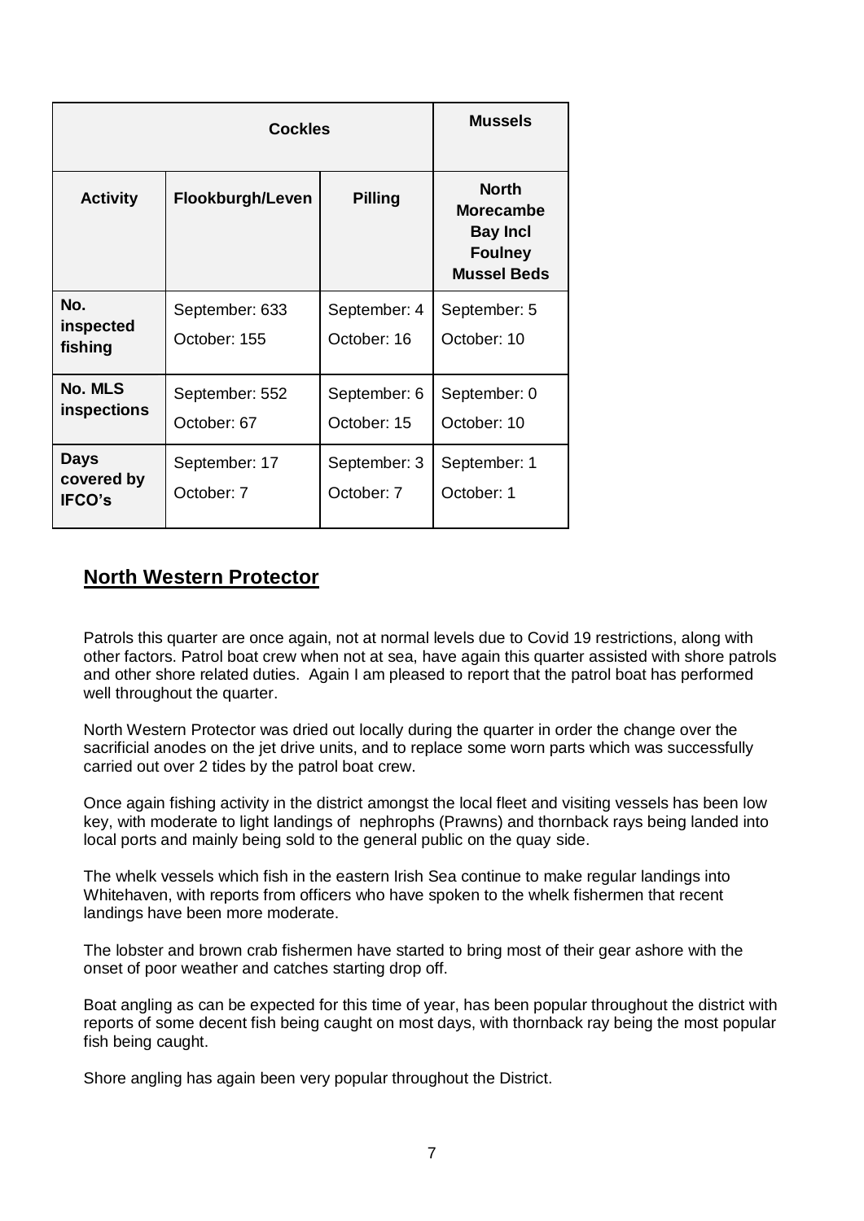| | Cockles | | Mussels |
|---|---|---|---|
| **Activity** | **Flookburgh/Leven** | **Pilling** | **North Morecambe Bay Incl Foulney Mussel Beds** |
| **No. inspected fishing** | September: 633<br>October: 155 | September: 4<br>October: 16 | September: 5<br>October: 10 |
| **No. MLS inspections** | September: 552<br>October: 67 | September: 6<br>October: 15 | September: 0<br>October: 10 |
| **Days covered by IFCO's** | September: 17<br>October: 7 | September: 3<br>October: 7 | September: 1<br>October: 1 |

## North Western Protector

Patrols this quarter are once again, not at normal levels due to Covid 19 restrictions, along with other factors. Patrol boat crew when not at sea, have again this quarter assisted with shore patrols and other shore related duties. Again I am pleased to report that the patrol boat has performed well throughout the quarter.

North Western Protector was dried out locally during the quarter in order the change over the sacrificial anodes on the jet drive units, and to replace some worn parts which was successfully carried out over 2 tides by the patrol boat crew.

Once again fishing activity in the district amongst the local fleet and visiting vessels has been low key, with moderate to light landings of nephrophs (Prawns) and thornback rays being landed into local ports and mainly being sold to the general public on the quay side.

The whelk vessels which fish in the eastern Irish Sea continue to make regular landings into Whitehaven, with reports from officers who have spoken to the whelk fishermen that recent landings have been more moderate.

The lobster and brown crab fishermen have started to bring most of their gear ashore with the onset of poor weather and catches starting drop off.

Boat angling as can be expected for this time of year, has been popular throughout the district with reports of some decent fish being caught on most days, with thornback ray being the most popular fish being caught.

Shore angling has again been very popular throughout the District.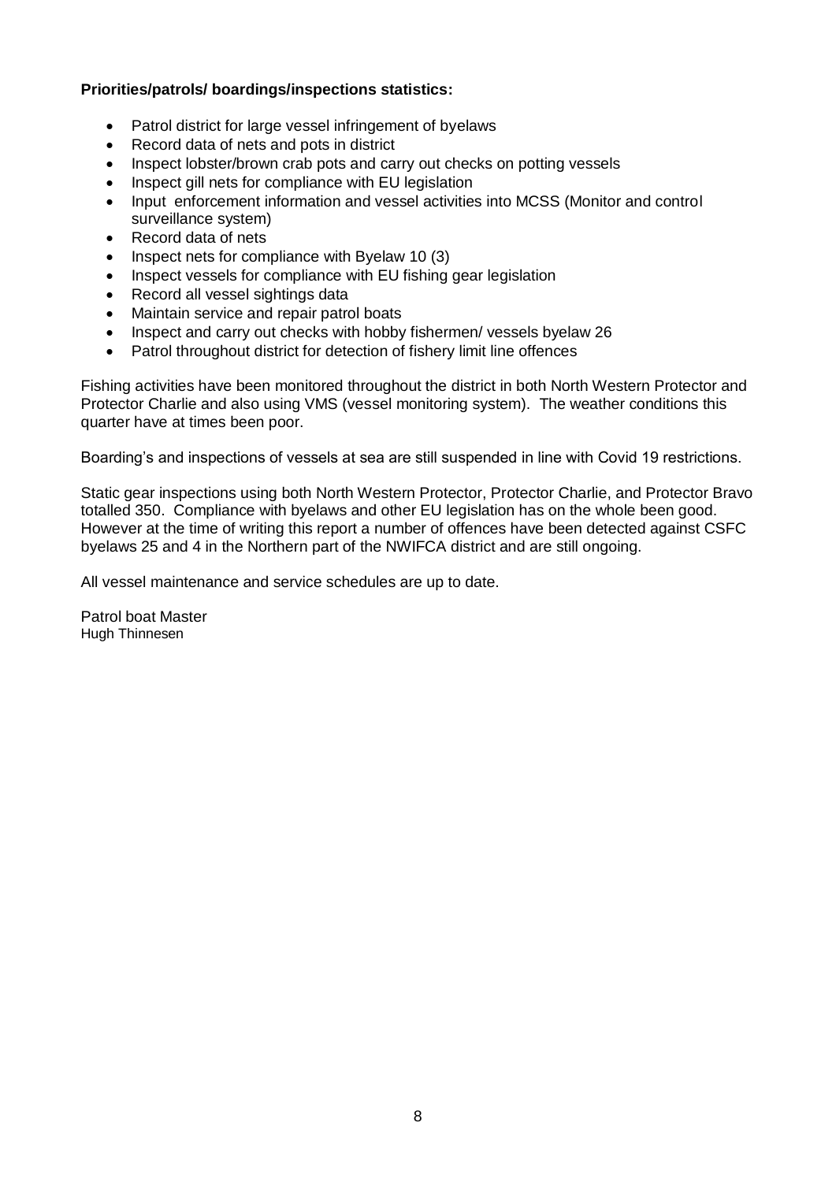**Priorities/patrols/ boardings/inspections statistics:**

- Patrol district for large vessel infringement of byelaws
- Record data of nets and pots in district
- Inspect lobster/brown crab pots and carry out checks on potting vessels
- Inspect gill nets for compliance with EU legislation
- Input enforcement information and vessel activities into MCSS (Monitor and control surveillance system)
- Record data of nets
- Inspect nets for compliance with Byelaw 10 (3)
- Inspect vessels for compliance with EU fishing gear legislation
- Record all vessel sightings data
- Maintain service and repair patrol boats
- Inspect and carry out checks with hobby fishermen/ vessels byelaw 26
- Patrol throughout district for detection of fishery limit line offences

Fishing activities have been monitored throughout the district in both North Western Protector and Protector Charlie and also using VMS (vessel monitoring system). The weather conditions this quarter have at times been poor.

Boarding's and inspections of vessels at sea are still suspended in line with Covid 19 restrictions.

Static gear inspections using both North Western Protector, Protector Charlie, and Protector Bravo totalled 350. Compliance with byelaws and other EU legislation has on the whole been good. However at the time of writing this report a number of offences have been detected against CSFC byelaws 25 and 4 in the Northern part of the NWIFCA district and are still ongoing.

All vessel maintenance and service schedules are up to date.

Patrol boat Master
Hugh Thinnesen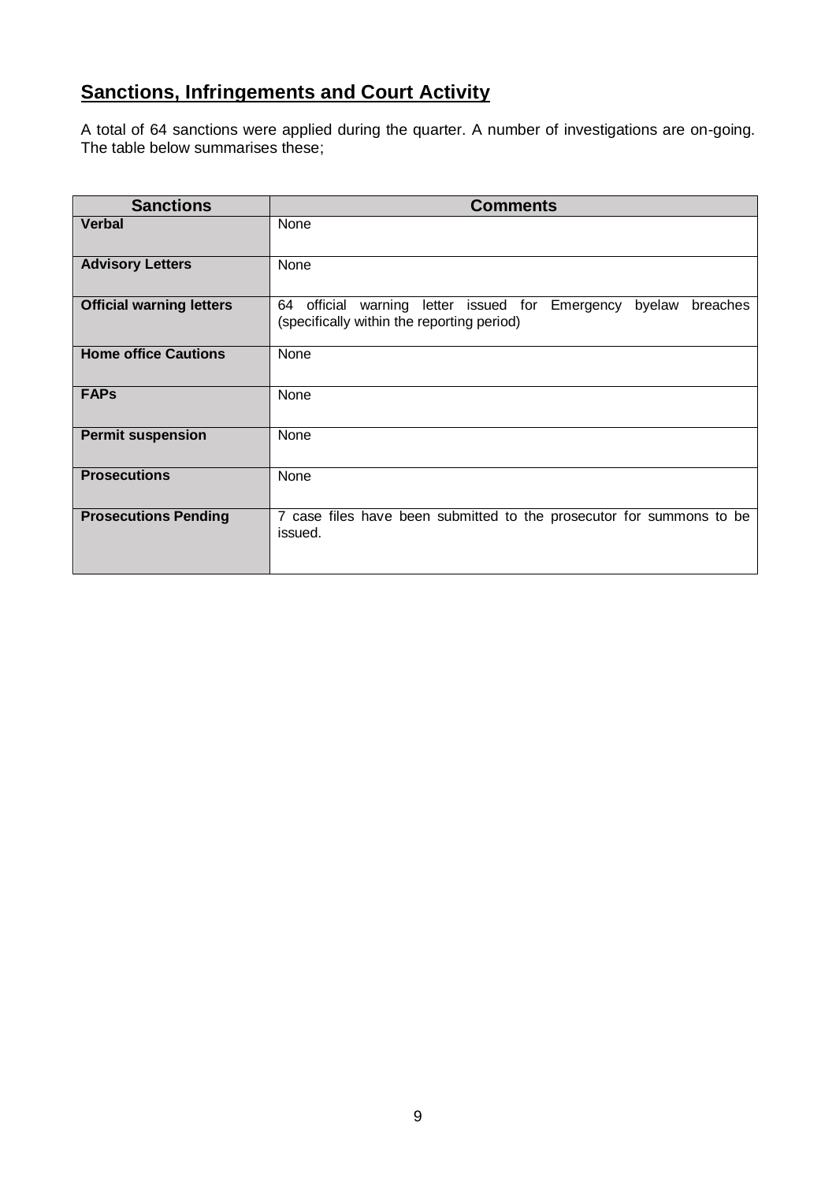## **Sanctions, Infringements and Court Activity**

A total of 64 sanctions were applied during the quarter. A number of investigations are on-going. The table below summarises these;

| Sanctions | Comments |
|---|---|
| **Verbal** | None |
| **Advisory Letters** | None |
| **Official warning letters** | 64 official warning letter issued for Emergency byelaw breaches (specifically within the reporting period) |
| **Home office Cautions** | None |
| **FAPs** | None |
| **Permit suspension** | None |
| **Prosecutions** | None |
| **Prosecutions Pending** | 7 case files have been submitted to the prosecutor for summons to be issued. |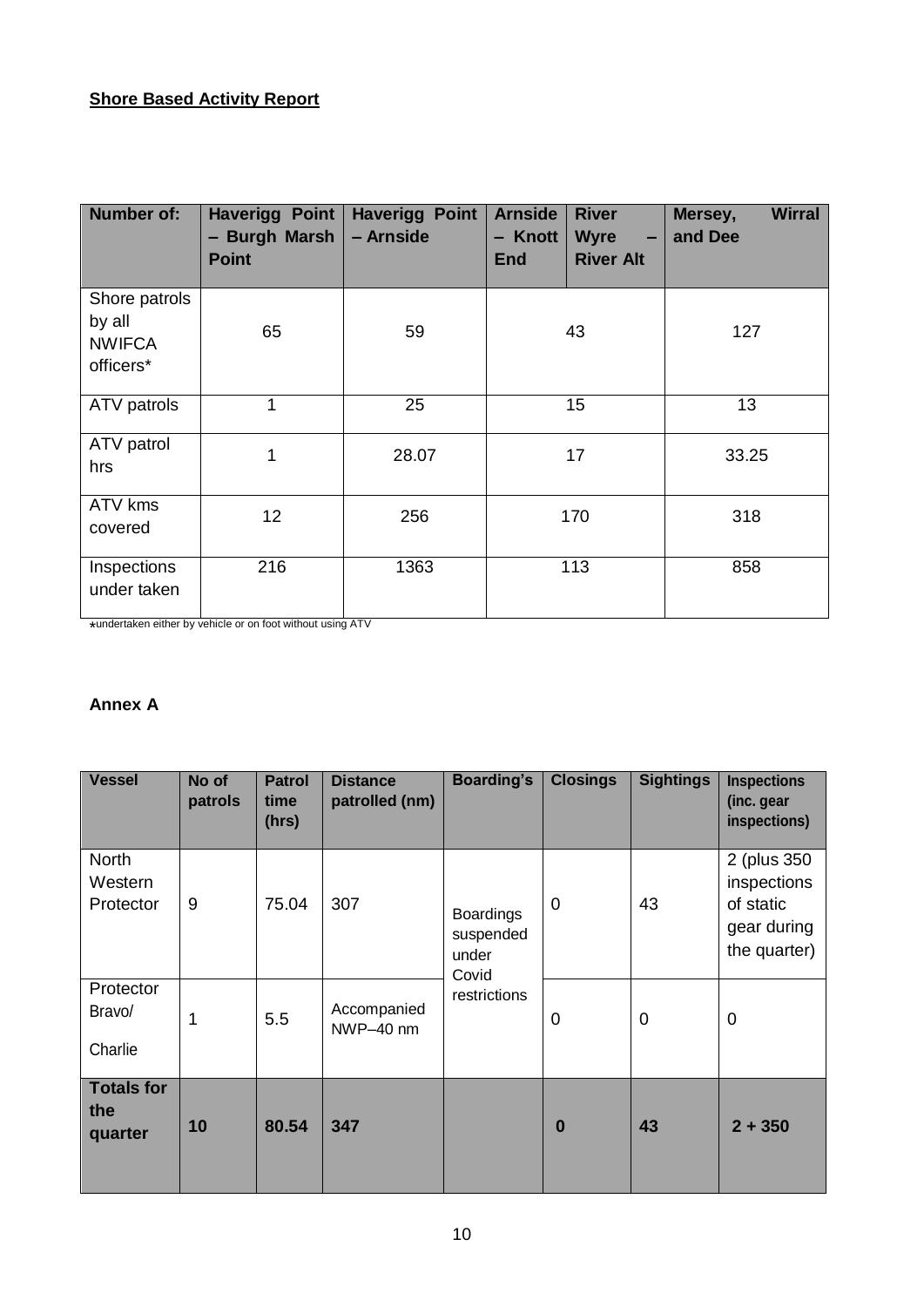**Shore Based Activity Report**

| Number of: | Haverigg Point – Burgh Marsh Point | Haverigg Point – Arnside | Arnside – Knott End | River Wyre – River Alt | Mersey, Wirral and Dee |
|---|---|---|---|---|---|
| Shore patrols by all NWIFCA officers* | 65 | 59 | 43 | | 127 |
| ATV patrols | 1 | 25 | 15 | | 13 |
| ATV patrol hrs | 1 | 28.07 | 17 | | 33.25 |
| ATV kms covered | 12 | 256 | 170 | | 318 |
| Inspections under taken | 216 | 1363 | 113 | | 858 |

*undertaken either by vehicle or on foot without using ATV

**Annex A**

| Vessel | No of patrols | Patrol time (hrs) | Distance patrolled (nm) | Boarding's | Closings | Sightings | Inspections (inc. gear inspections) |
|---|---|---|---|---|---|---|---|
| North Western Protector | 9 | 75.04 | 307 | Boardings suspended under Covid restrictions | 0 | 43 | 2 (plus 350 inspections of static gear during the quarter) |
| Protector Bravo/ Charlie | 1 | 5.5 | Accompanied NWP–40 nm | | 0 | 0 | 0 |
| **Totals for the quarter** | **10** | **80.54** | **347** | | **0** | **43** | **2 + 350** |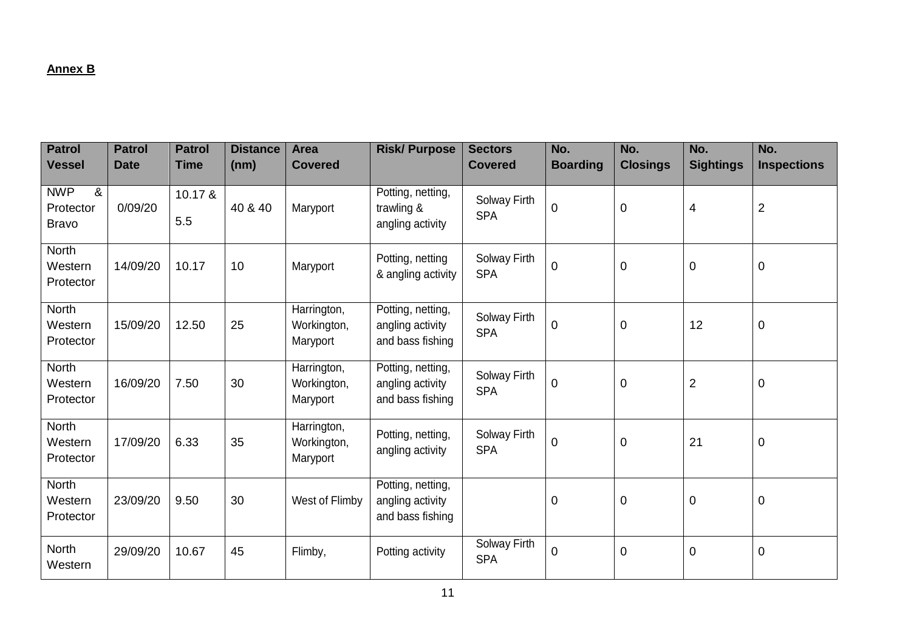**Annex B**

| Patrol Vessel | Patrol Date | Patrol Time | Distance (nm) | Area Covered | Risk/ Purpose | Sectors Covered | No. Boarding | No. Closings | No. Sightings | No. Inspections |
|---|---|---|---|---|---|---|---|---|---|---|
| NWP & Protector Bravo | 0/09/20 | 10.17 & 5.5 | 40 & 40 | Maryport | Potting, netting, trawling & angling activity | Solway Firth SPA | 0 | 0 | 4 | 2 |
| North Western Protector | 14/09/20 | 10.17 | 10 | Maryport | Potting, netting & angling activity | Solway Firth SPA | 0 | 0 | 0 | 0 |
| North Western Protector | 15/09/20 | 12.50 | 25 | Harrington, Workington, Maryport | Potting, netting, angling activity and bass fishing | Solway Firth SPA | 0 | 0 | 12 | 0 |
| North Western Protector | 16/09/20 | 7.50 | 30 | Harrington, Workington, Maryport | Potting, netting, angling activity and bass fishing | Solway Firth SPA | 0 | 0 | 2 | 0 |
| North Western Protector | 17/09/20 | 6.33 | 35 | Harrington, Workington, Maryport | Potting, netting, angling activity | Solway Firth SPA | 0 | 0 | 21 | 0 |
| North Western Protector | 23/09/20 | 9.50 | 30 | West of Flimby | Potting, netting, angling activity and bass fishing | | 0 | 0 | 0 | 0 |
| North Western | 29/09/20 | 10.67 | 45 | Flimby, | Potting activity | Solway Firth SPA | 0 | 0 | 0 | 0 |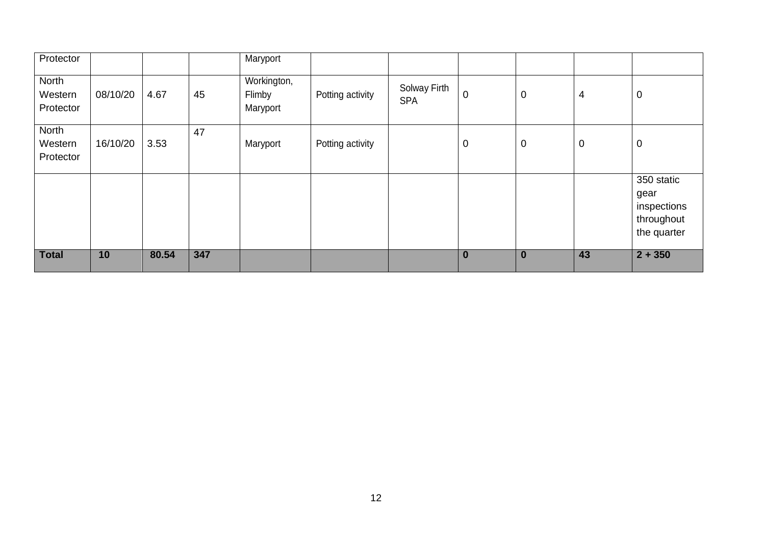| | | | | | | | | | | |
|---|---|---|---|---|---|---|---|---|---|---|
| Protector | | | | Maryport | | | | | | |
| North Western Protector | 08/10/20 | 4.67 | 45 | Workington, Flimby Maryport | Potting activity | Solway Firth SPA | 0 | 0 | 4 | 0 |
| North Western Protector | 16/10/20 | 3.53 | 47 | Maryport | Potting activity | | 0 | 0 | 0 | 0 |
| | | | | | | | | | | 350 static gear inspections throughout the quarter |
| **Total** | **10** | **80.54** | **347** | | | | **0** | **0** | **43** | **2 + 350** |